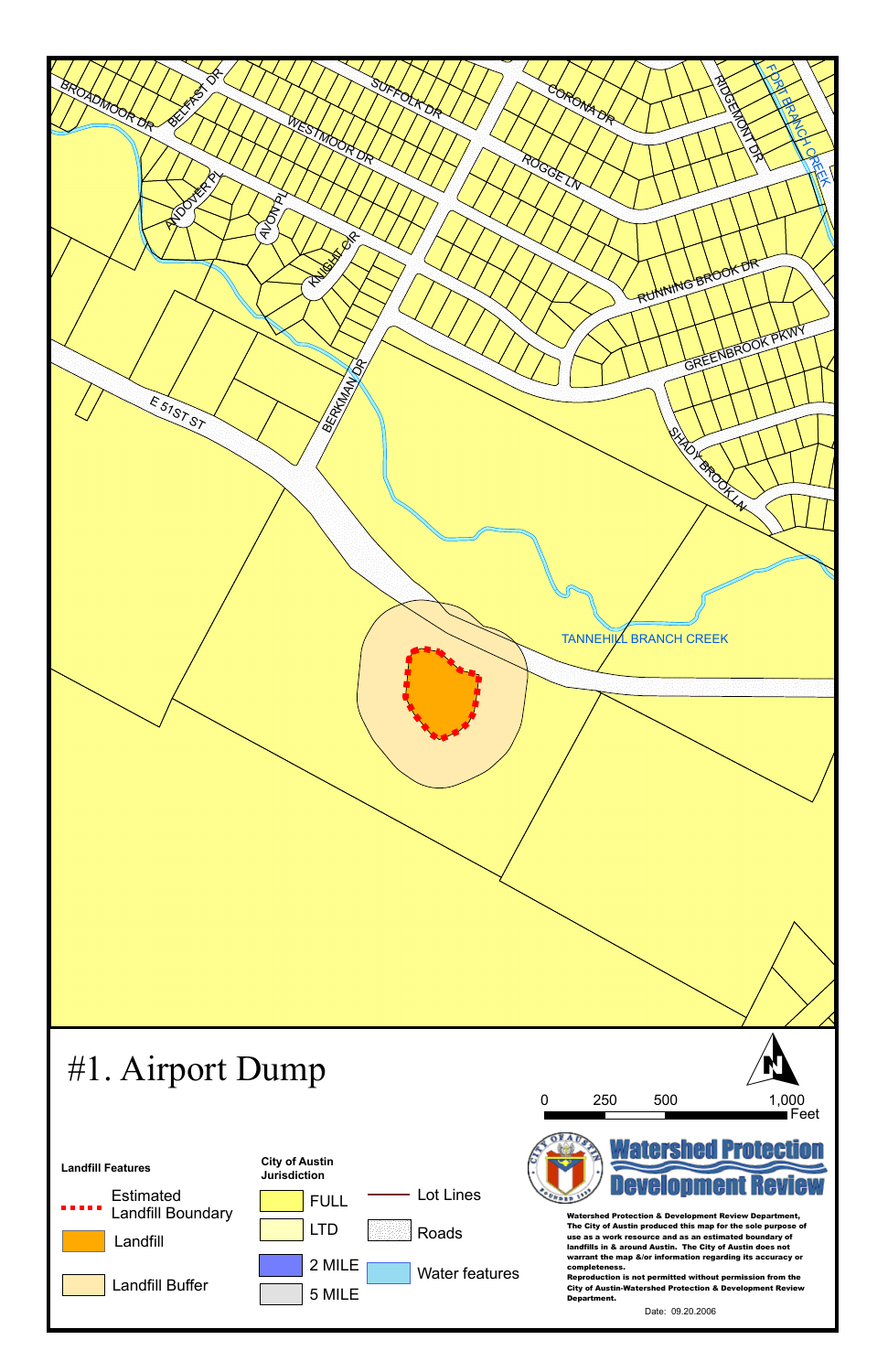BROADMOOR DR

BELFAST DR

SUFFOLK DR

CORONA DR

RIDGEMONT DR

FORT BRANCH CREEK

WESTMOOR DR

ROGGE LN

ANDOVER PL

AVON PL

KNIGHT CIR

RUNNING BROOK DR

GREENBROOK PKWY

BERKMAN DR

E 51ST ST

SHADY BROOK LN

TANNEHILL BRANCH CREEK

# #1. Airport Dump

0 250 500 1,000 Feet

**Landfill Features**

- Estimated Landfill Boundary
- Landfill
- Landfill Buffer

**City of Austin Jurisdiction**

- FULL
- LTD
- 2 MILE
- 5 MILE

- Lot Lines
- Roads
- Water features

Watershed Protection Development Review

**Watershed Protection & Development Review Department, The City of Austin produced this map for the sole purpose of use as a work resource and as an estimated boundary of landfills in & around Austin. The City of Austin does not warrant the map &/or information regarding its accuracy or completeness.**

**Reproduction is not permitted without permission from the City of Austin-Watershed Protection & Development Review Department.**

Date: 09.20.2006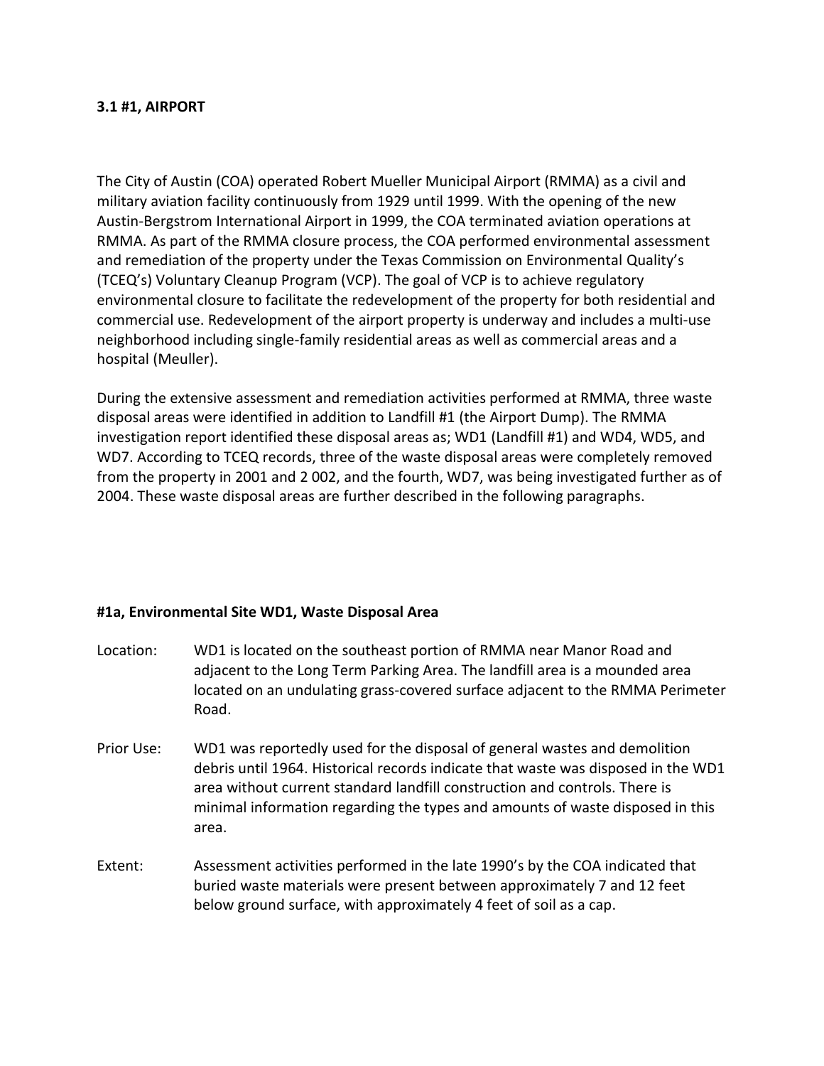### 3.1 #1, AIRPORT

The City of Austin (COA) operated Robert Mueller Municipal Airport (RMMA) as a civil and military aviation facility continuously from 1929 until 1999. With the opening of the new Austin-Bergstrom International Airport in 1999, the COA terminated aviation operations at RMMA. As part of the RMMA closure process, the COA performed environmental assessment and remediation of the property under the Texas Commission on Environmental Quality's (TCEQ's) Voluntary Cleanup Program (VCP). The goal of VCP is to achieve regulatory environmental closure to facilitate the redevelopment of the property for both residential and commercial use. Redevelopment of the airport property is underway and includes a multi-use neighborhood including single-family residential areas as well as commercial areas and a hospital (Meuller).

During the extensive assessment and remediation activities performed at RMMA, three waste disposal areas were identified in addition to Landfill #1 (the Airport Dump). The RMMA investigation report identified these disposal areas as; WD1 (Landfill #1) and WD4, WD5, and WD7. According to TCEQ records, three of the waste disposal areas were completely removed from the property in 2001 and 2 002, and the fourth, WD7, was being investigated further as of 2004. These waste disposal areas are further described in the following paragraphs.

#### #1a, Environmental Site WD1, Waste Disposal Area

Location: WD1 is located on the southeast portion of RMMA near Manor Road and adjacent to the Long Term Parking Area. The landfill area is a mounded area located on an undulating grass-covered surface adjacent to the RMMA Perimeter Road.

Prior Use: WD1 was reportedly used for the disposal of general wastes and demolition debris until 1964. Historical records indicate that waste was disposed in the WD1 area without current standard landfill construction and controls. There is minimal information regarding the types and amounts of waste disposed in this area.

Extent: Assessment activities performed in the late 1990's by the COA indicated that buried waste materials were present between approximately 7 and 12 feet below ground surface, with approximately 4 feet of soil as a cap.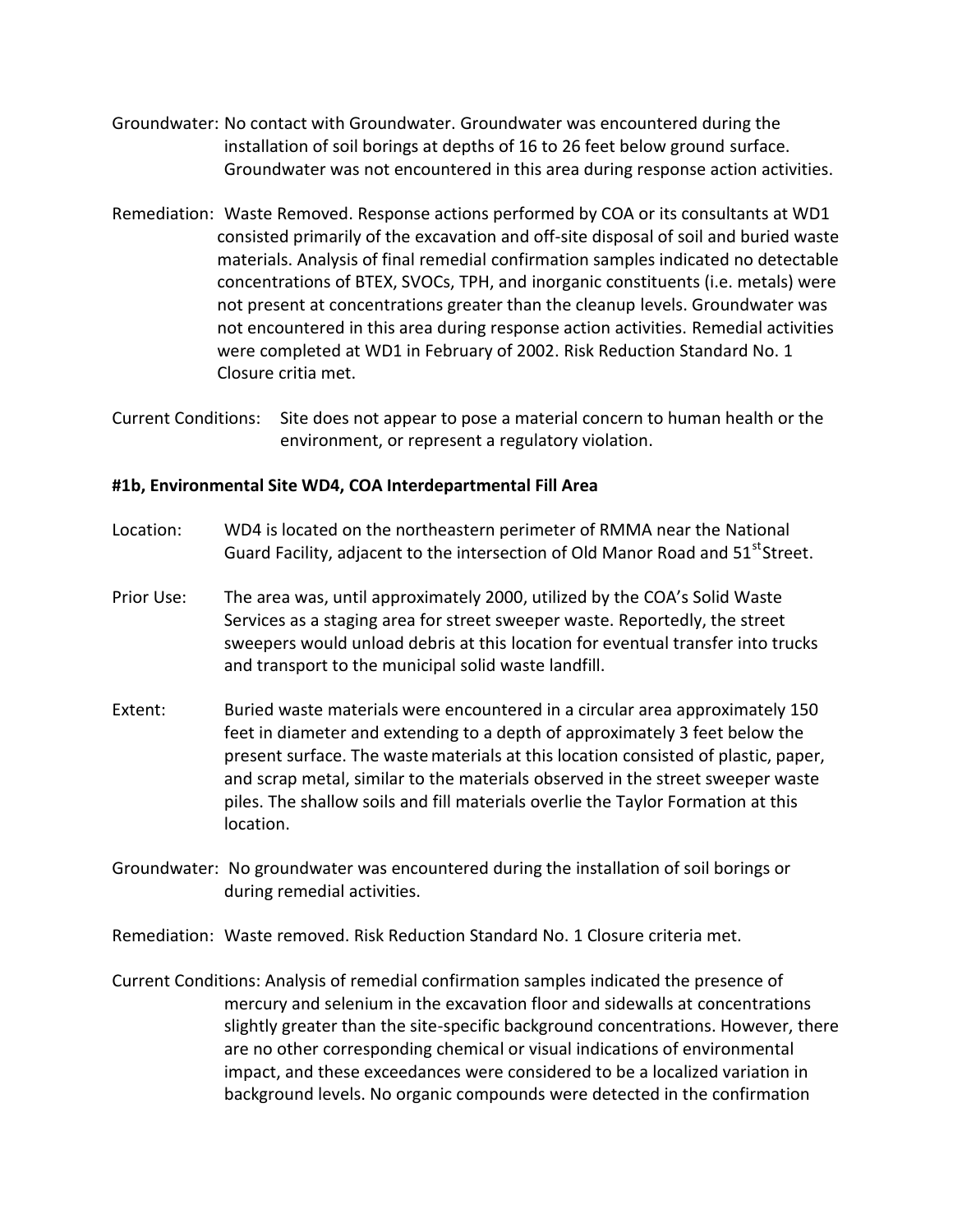Groundwater: No contact with Groundwater. Groundwater was encountered during the installation of soil borings at depths of 16 to 26 feet below ground surface. Groundwater was not encountered in this area during response action activities.

Remediation: Waste Removed. Response actions performed by COA or its consultants at WD1 consisted primarily of the excavation and off-site disposal of soil and buried waste materials. Analysis of final remedial confirmation samples indicated no detectable concentrations of BTEX, SVOCs, TPH, and inorganic constituents (i.e. metals) were not present at concentrations greater than the cleanup levels. Groundwater was not encountered in this area during response action activities. Remedial activities were completed at WD1 in February of 2002. Risk Reduction Standard No. 1 Closure critia met.

Current Conditions: Site does not appear to pose a material concern to human health or the environment, or represent a regulatory violation.

**#1b, Environmental Site WD4, COA Interdepartmental Fill Area**

Location: WD4 is located on the northeastern perimeter of RMMA near the National Guard Facility, adjacent to the intersection of Old Manor Road and 51st Street.

Prior Use: The area was, until approximately 2000, utilized by the COA's Solid Waste Services as a staging area for street sweeper waste. Reportedly, the street sweepers would unload debris at this location for eventual transfer into trucks and transport to the municipal solid waste landfill.

Extent: Buried waste materials were encountered in a circular area approximately 150 feet in diameter and extending to a depth of approximately 3 feet below the present surface. The waste materials at this location consisted of plastic, paper, and scrap metal, similar to the materials observed in the street sweeper waste piles. The shallow soils and fill materials overlie the Taylor Formation at this location.

Groundwater: No groundwater was encountered during the installation of soil borings or during remedial activities.

Remediation: Waste removed. Risk Reduction Standard No. 1 Closure criteria met.

Current Conditions: Analysis of remedial confirmation samples indicated the presence of mercury and selenium in the excavation floor and sidewalls at concentrations slightly greater than the site-specific background concentrations. However, there are no other corresponding chemical or visual indications of environmental impact, and these exceedances were considered to be a localized variation in background levels. No organic compounds were detected in the confirmation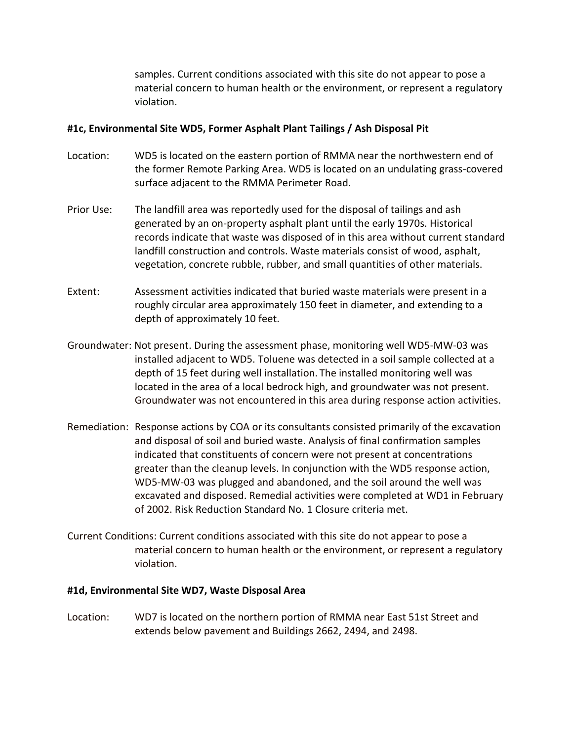samples. Current conditions associated with this site do not appear to pose a material concern to human health or the environment, or represent a regulatory violation.

**#1c, Environmental Site WD5, Former Asphalt Plant Tailings / Ash Disposal Pit**

Location: WD5 is located on the eastern portion of RMMA near the northwestern end of the former Remote Parking Area. WD5 is located on an undulating grass-covered surface adjacent to the RMMA Perimeter Road.

Prior Use: The landfill area was reportedly used for the disposal of tailings and ash generated by an on-property asphalt plant until the early 1970s. Historical records indicate that waste was disposed of in this area without current standard landfill construction and controls. Waste materials consist of wood, asphalt, vegetation, concrete rubble, rubber, and small quantities of other materials.

Extent: Assessment activities indicated that buried waste materials were present in a roughly circular area approximately 150 feet in diameter, and extending to a depth of approximately 10 feet.

Groundwater: Not present. During the assessment phase, monitoring well WD5-MW-03 was installed adjacent to WD5. Toluene was detected in a soil sample collected at a depth of 15 feet during well installation. The installed monitoring well was located in the area of a local bedrock high, and groundwater was not present. Groundwater was not encountered in this area during response action activities.

Remediation: Response actions by COA or its consultants consisted primarily of the excavation and disposal of soil and buried waste. Analysis of final confirmation samples indicated that constituents of concern were not present at concentrations greater than the cleanup levels. In conjunction with the WD5 response action, WD5-MW-03 was plugged and abandoned, and the soil around the well was excavated and disposed. Remedial activities were completed at WD1 in February of 2002. Risk Reduction Standard No. 1 Closure criteria met.

Current Conditions: Current conditions associated with this site do not appear to pose a material concern to human health or the environment, or represent a regulatory violation.

**#1d, Environmental Site WD7, Waste Disposal Area**

Location: WD7 is located on the northern portion of RMMA near East 51st Street and extends below pavement and Buildings 2662, 2494, and 2498.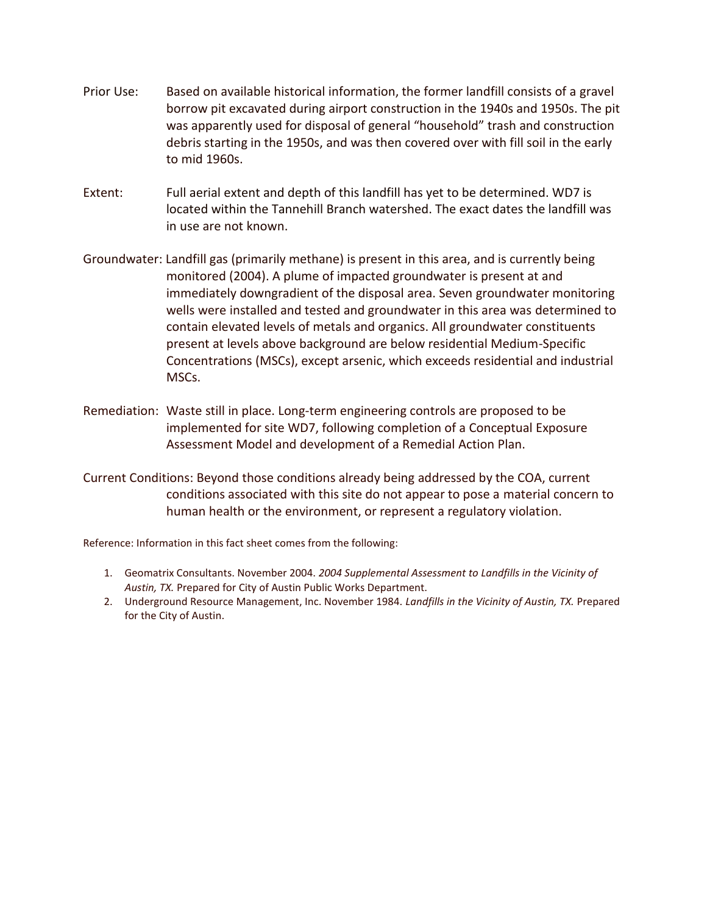Prior Use: Based on available historical information, the former landfill consists of a gravel borrow pit excavated during airport construction in the 1940s and 1950s. The pit was apparently used for disposal of general "household" trash and construction debris starting in the 1950s, and was then covered over with fill soil in the early to mid 1960s.

Extent: Full aerial extent and depth of this landfill has yet to be determined. WD7 is located within the Tannehill Branch watershed. The exact dates the landfill was in use are not known.

Groundwater: Landfill gas (primarily methane) is present in this area, and is currently being monitored (2004). A plume of impacted groundwater is present at and immediately downgradient of the disposal area. Seven groundwater monitoring wells were installed and tested and groundwater in this area was determined to contain elevated levels of metals and organics. All groundwater constituents present at levels above background are below residential Medium-Specific Concentrations (MSCs), except arsenic, which exceeds residential and industrial MSCs.

Remediation: Waste still in place. Long-term engineering controls are proposed to be implemented for site WD7, following completion of a Conceptual Exposure Assessment Model and development of a Remedial Action Plan.

Current Conditions: Beyond those conditions already being addressed by the COA, current conditions associated with this site do not appear to pose a material concern to human health or the environment, or represent a regulatory violation.

Reference: Information in this fact sheet comes from the following:

1. Geomatrix Consultants. November 2004. *2004 Supplemental Assessment to Landfills in the Vicinity of Austin, TX.* Prepared for City of Austin Public Works Department.
2. Underground Resource Management, Inc. November 1984. *Landfills in the Vicinity of Austin, TX.* Prepared for the City of Austin.